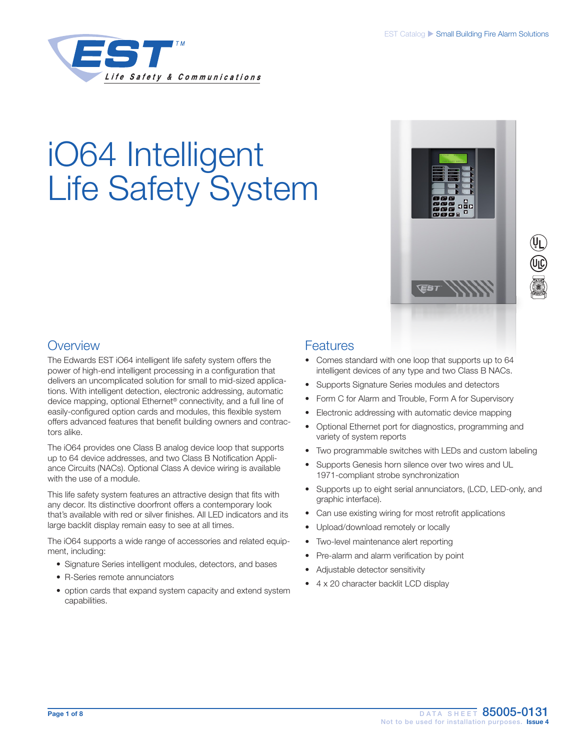# iO64 Intelligent Life Safety System

## Overview

The Edwards EST iO64 intelligent life safety system offers the power of high-end intelligent processing in a configuration that delivers an uncomplicated solution for small to mid-sized applications. With intelligent detection, electronic addressing, automatic device mapping, optional Ethernet® connectivity, and a full line of easily-configured option cards and modules, this flexible system offers advanced features that benefit building owners and contractors alike.

The iO64 provides one Class B analog device loop that supports up to 64 device addresses, and two Class B Notification Appliance Circuits (NACs). Optional Class A device wiring is available with the use of a module.

This life safety system features an attractive design that fits with any decor. Its distinctive doorfront offers a contemporary look that's available with red or silver finishes. All LED indicators and its large backlit display remain easy to see at all times.

The iO64 supports a wide range of accessories and related equipment, including:

- Signature Series intelligent modules, detectors, and bases
- R-Series remote annunciators
- option cards that expand system capacity and extend system capabilities.

## Features

- Comes standard with one loop that supports up to 64 intelligent devices of any type and two Class B NACs.
- Supports Signature Series modules and detectors
- Form C for Alarm and Trouble, Form A for Supervisory
- Electronic addressing with automatic device mapping
- Optional Ethernet port for diagnostics, programming and variety of system reports
- Two programmable switches with LEDs and custom labeling
- Supports Genesis horn silence over two wires and UL 1971-compliant strobe synchronization
- Supports up to eight serial annunciators, (LCD, LED-only, and graphic interface).
- Can use existing wiring for most retrofit applications
- Upload/download remotely or locally
- Two-level maintenance alert reporting
- Pre-alarm and alarm verification by point
- Adjustable detector sensitivity
- 4 x 20 character backlit LCD display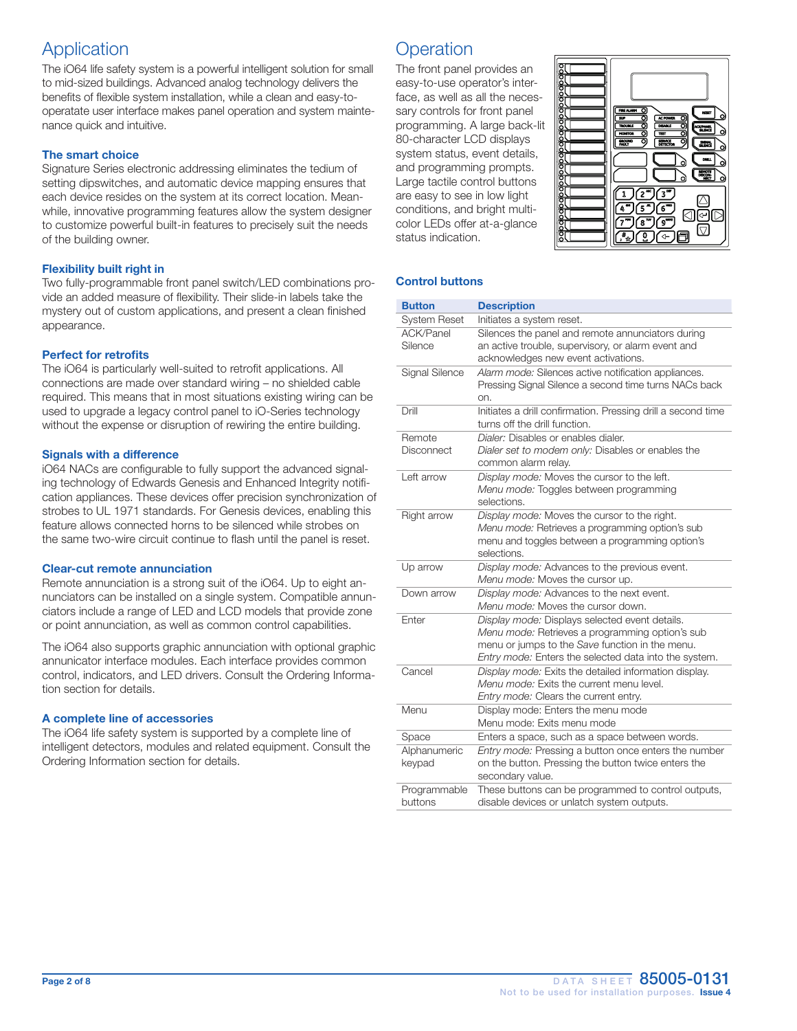## Application

The iO64 life safety system is a powerful intelligent solution for small to mid-sized buildings. Advanced analog technology delivers the benefits of flexible system installation, while a clean and easy-to-operatate user interface makes panel operation and system maintenance quick and intuitive.

### The smart choice

Signature Series electronic addressing eliminates the tedium of setting dipswitches, and automatic device mapping ensures that each device resides on the system at its correct location. Meanwhile, innovative programming features allow the system designer to customize powerful built-in features to precisely suit the needs of the building owner.

### Flexibility built right in

Two fully-programmable front panel switch/LED combinations provide an added measure of flexibility. Their slide-in labels take the mystery out of custom applications, and present a clean finished appearance.

### Perfect for retrofits

The iO64 is particularly well-suited to retrofit applications. All connections are made over standard wiring – no shielded cable required. This means that in most situations existing wiring can be used to upgrade a legacy control panel to iO-Series technology without the expense or disruption of rewiring the entire building.

### Signals with a difference

iO64 NACs are configurable to fully support the advanced signaling technology of Edwards Genesis and Enhanced Integrity notification appliances. These devices offer precision synchronization of strobes to UL 1971 standards. For Genesis devices, enabling this feature allows connected horns to be silenced while strobes on the same two-wire circuit continue to flash until the panel is reset.

### Clear-cut remote annunciation

Remote annunciation is a strong suit of the iO64. Up to eight annunciators can be installed on a single system. Compatible annunciators include a range of LED and LCD models that provide zone or point annunciation, as well as common control capabilities.

The iO64 also supports graphic annunciation with optional graphic annunciator interface modules. Each interface provides common control, indicators, and LED drivers. Consult the Ordering Information section for details.

### A complete line of accessories

The iO64 life safety system is supported by a complete line of intelligent detectors, modules and related equipment. Consult the Ordering Information section for details.

## Operation

The front panel provides an easy-to-use operator's interface, as well as all the necessary controls for front panel programming. A large back-lit 80-character LCD displays system status, event details, and programming prompts. Large tactile control buttons are easy to see in low light conditions, and bright multi-color LEDs offer at-a-glance status indication.

### Control buttons

| Button | Description |
|---|---|
| System Reset | Initiates a system reset. |
| ACK/Panel Silence | Silences the panel and remote annunciators during an active trouble, supervisory, or alarm event and acknowledges new event activations. |
| Signal Silence | *Alarm mode:* Silences active notification appliances. Pressing Signal Silence a second time turns NACs back on. |
| Drill | Initiates a drill confirmation. Pressing drill a second time turns off the drill function. |
| Remote Disconnect | *Dialer:* Disables or enables dialer.<br>*Dialer set to modem only:* Disables or enables the common alarm relay. |
| Left arrow | *Display mode:* Moves the cursor to the left.<br>*Menu mode:* Toggles between programming selections. |
| Right arrow | *Display mode:* Moves the cursor to the right.<br>*Menu mode:* Retrieves a programming option's sub menu and toggles between a programming option's selections. |
| Up arrow | *Display mode:* Advances to the previous event.<br>*Menu mode:* Moves the cursor up. |
| Down arrow | *Display mode:* Advances to the next event.<br>*Menu mode:* Moves the cursor down. |
| Enter | *Display mode:* Displays selected event details.<br>*Menu mode:* Retrieves a programming option's sub menu or jumps to the *Save* function in the menu.<br>*Entry mode:* Enters the selected data into the system. |
| Cancel | *Display mode:* Exits the detailed information display.<br>*Menu mode:* Exits the current menu level.<br>*Entry mode:* Clears the current entry. |
| Menu | Display mode: Enters the menu mode<br>Menu mode: Exits menu mode |
| Space | Enters a space, such as a space between words. |
| Alphanumeric keypad | *Entry mode:* Pressing a button once enters the number on the button. Pressing the button twice enters the secondary value. |
| Programmable buttons | These buttons can be programmed to control outputs, disable devices or unlatch system outputs. |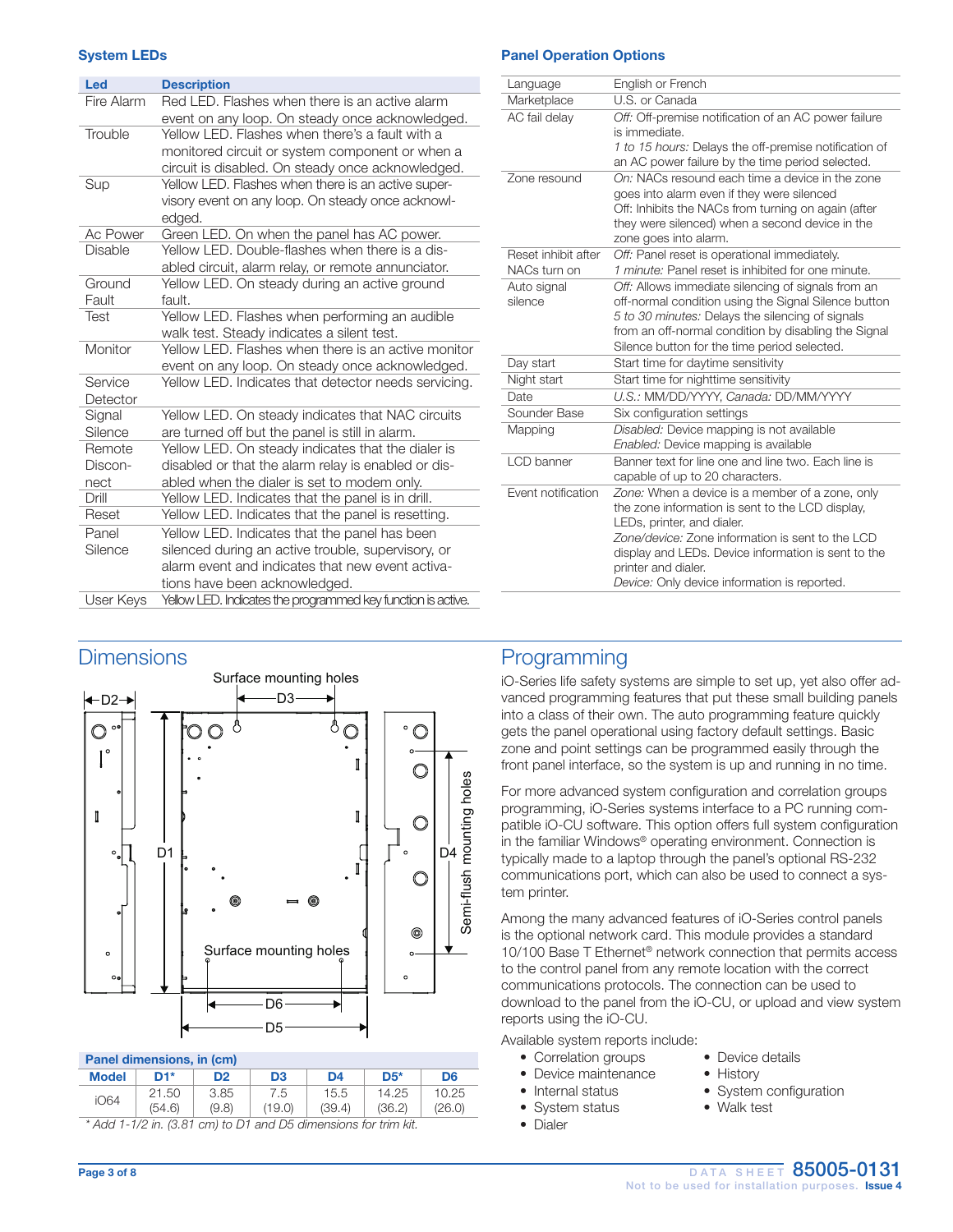### System LEDs

| Led | Description |
| --- | --- |
| Fire Alarm | Red LED. Flashes when there is an active alarm event on any loop. On steady once acknowledged. |
| Trouble | Yellow LED. Flashes when there's a fault with a monitored circuit or system component or when a circuit is disabled. On steady once acknowledged. |
| Sup | Yellow LED. Flashes when there is an active supervisory event on any loop. On steady once acknowledged. |
| Ac Power | Green LED. On when the panel has AC power. |
| Disable | Yellow LED. Double-flashes when there is a disabled circuit, alarm relay, or remote annunciator. |
| Ground Fault | Yellow LED. On steady during an active ground fault. |
| Test | Yellow LED. Flashes when performing an audible walk test. Steady indicates a silent test. |
| Monitor | Yellow LED. Flashes when there is an active monitor event on any loop. On steady once acknowledged. |
| Service Detector | Yellow LED. Indicates that detector needs servicing. |
| Signal Silence | Yellow LED. On steady indicates that NAC circuits are turned off but the panel is still in alarm. |
| Remote Disconnect | Yellow LED. On steady indicates that the dialer is disabled or that the alarm relay is enabled or disabled when the dialer is set to modem only. |
| Drill | Yellow LED. Indicates that the panel is in drill. |
| Reset | Yellow LED. Indicates that the panel is resetting. |
| Panel Silence | Yellow LED. Indicates that the panel has been silenced during an active trouble, supervisory, or alarm event and indicates that new event activations have been acknowledged. |
| User Keys | Yellow LED. Indicates the programmed key function is active. |

### Panel Operation Options

| | |
| --- | --- |
| Language | English or French |
| Marketplace | U.S. or Canada |
| AC fail delay | *Off:* Off-premise notification of an AC power failure is immediate.<br>*1 to 15 hours:* Delays the off-premise notification of an AC power failure by the time period selected. |
| Zone resound | *On:* NACs resound each time a device in the zone goes into alarm even if they were silenced<br>Off: Inhibits the NACs from turning on again (after they were silenced) when a second device in the zone goes into alarm. |
| Reset inhibit after NACs turn on | *Off:* Panel reset is operational immediately.<br>*1 minute:* Panel reset is inhibited for one minute. |
| Auto signal silence | *Off:* Allows immediate silencing of signals from an off-normal condition using the Signal Silence button<br>*5 to 30 minutes:* Delays the silencing of signals from an off-normal condition by disabling the Signal Silence button for the time period selected. |
| Day start | Start time for daytime sensitivity |
| Night start | Start time for nighttime sensitivity |
| Date | *U.S.:* MM/DD/YYYY, *Canada:* DD/MM/YYYY |
| Sounder Base | Six configuration settings |
| Mapping | *Disabled:* Device mapping is not available<br>*Enabled:* Device mapping is available |
| LCD banner | Banner text for line one and line two. Each line is capable of up to 20 characters. |
| Event notification | *Zone:* When a device is a member of a zone, only the zone information is sent to the LCD display, LEDs, printer, and dialer.<br>*Zone/device:* Zone information is sent to the LCD display and LEDs. Device information is sent to the printer and dialer.<br>*Device:* Only device information is reported. |

## Dimensions

Surface mounting holes

Semi-flush mounting holes

**Panel dimensions, in (cm)**

| Model | D1* | D2 | D3 | D4 | D5* | D6 |
| --- | --- | --- | --- | --- | --- | --- |
| iO64 | 21.50 (54.6) | 3.85 (9.8) | 7.5 (19.0) | 15.5 (39.4) | 14.25 (36.2) | 10.25 (26.0) |

*\* Add 1-1/2 in. (3.81 cm) to D1 and D5 dimensions for trim kit.*

## Programming

iO-Series life safety systems are simple to set up, yet also offer advanced programming features that put these small building panels into a class of their own. The auto programming feature quickly gets the panel operational using factory default settings. Basic zone and point settings can be programmed easily through the front panel interface, so the system is up and running in no time.

For more advanced system configuration and correlation groups programming, iO-Series systems interface to a PC running compatible iO-CU software. This option offers full system configuration in the familiar Windows® operating environment. Connection is typically made to a laptop through the panel's optional RS-232 communications port, which can also be used to connect a system printer.

Among the many advanced features of iO-Series control panels is the optional network card. This module provides a standard 10/100 Base T Ethernet® network connection that permits access to the control panel from any remote location with the correct communications protocols. The connection can be used to download to the panel from the iO-CU, or upload and view system reports using the iO-CU.

Available system reports include:

- Correlation groups
- Device maintenance
- Internal status
- System status
- Dialer
- Device details
- History
- System configuration
- Walk test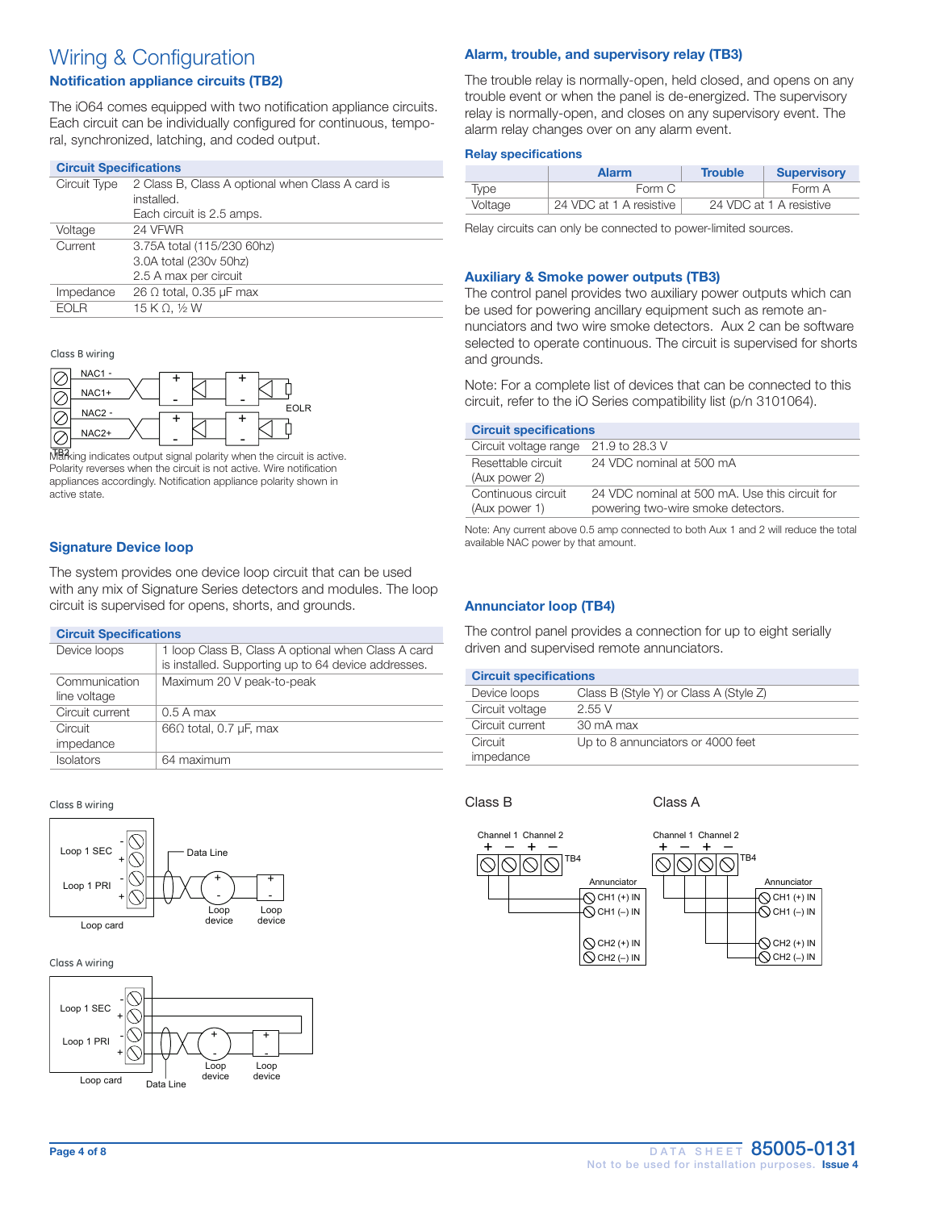# Wiring & Configuration

## Notification appliance circuits (TB2)

The iO64 comes equipped with two notification appliance circuits. Each circuit can be individually configured for continuous, temporal, synchronized, latching, and coded output.

| Circuit Specifications | |
|---|---|
| Circuit Type | 2 Class B, Class A optional when Class A card is installed. Each circuit is 2.5 amps. |
| Voltage | 24 VFWR |
| Current | 3.75A total (115/230 60hz) 3.0A total (230v 50hz) 2.5 A max per circuit |
| Impedance | 26 Ω total, 0.35 µF max |
| EOLR | 15 K Ω, ½ W |

Class B wiring

NAC1 -
NAC1+
NAC2 -
NAC2+
TB2
EOLR

Marking indicates output signal polarity when the circuit is active. Polarity reverses when the circuit is not active. Wire notification appliances accordingly. Notification appliance polarity shown in active state.

## Signature Device loop

The system provides one device loop circuit that can be used with any mix of Signature Series detectors and modules. The loop circuit is supervised for opens, shorts, and grounds.

| Circuit Specifications | |
|---|---|
| Device loops | 1 loop Class B, Class A optional when Class A card is installed. Supporting up to 64 device addresses. |
| Communication line voltage | Maximum 20 V peak-to-peak |
| Circuit current | 0.5 A max |
| Circuit impedance | 66Ω total, 0.7 µF, max |
| Isolators | 64 maximum |

Class B wiring

Loop 1 SEC
Loop 1 PRI
Loop card
Data Line
Loop device
Loop device

Class A wiring

Loop 1 SEC
Loop 1 PRI
Loop card
Data Line
Loop device
Loop device

## Alarm, trouble, and supervisory relay (TB3)

The trouble relay is normally-open, held closed, and opens on any trouble event or when the panel is de-energized. The supervisory relay is normally-open, and closes on any supervisory event. The alarm relay changes over on any alarm event.

### Relay specifications

| | Alarm | Trouble | Supervisory |
|---|---|---|---|
| Type | Form C | | Form A |
| Voltage | 24 VDC at 1 A resistive | 24 VDC at 1 A resistive | |

Relay circuits can only be connected to power-limited sources.

## Auxiliary & Smoke power outputs (TB3)

The control panel provides two auxiliary power outputs which can be used for powering ancillary equipment such as remote annunciators and two wire smoke detectors. Aux 2 can be software selected to operate continuous. The circuit is supervised for shorts and grounds.

Note: For a complete list of devices that can be connected to this circuit, refer to the iO Series compatibility list (p/n 3101064).

| Circuit specifications | |
|---|---|
| Circuit voltage range | 21.9 to 28.3 V |
| Resettable circuit (Aux power 2) | 24 VDC nominal at 500 mA |
| Continuous circuit (Aux power 1) | 24 VDC nominal at 500 mA. Use this circuit for powering two-wire smoke detectors. |

Note: Any current above 0.5 amp connected to both Aux 1 and 2 will reduce the total available NAC power by that amount.

## Annunciator loop (TB4)

The control panel provides a connection for up to eight serially driven and supervised remote annunciators.

| Circuit specifications | |
|---|---|
| Device loops | Class B (Style Y) or Class A (Style Z) |
| Circuit voltage | 2.55 V |
| Circuit current | 30 mA max |
| Circuit impedance | Up to 8 annunciators or 4000 feet |

Class B

Channel 1 Channel 2
\+ – + –
TB4
Annunciator
CH1 (+) IN
CH1 (–) IN
CH2 (+) IN
CH2 (–) IN

Class A

Channel 1 Channel 2
\+ – + –
TB4
Annunciator
CH1 (+) IN
CH1 (–) IN
CH2 (+) IN
CH2 (–) IN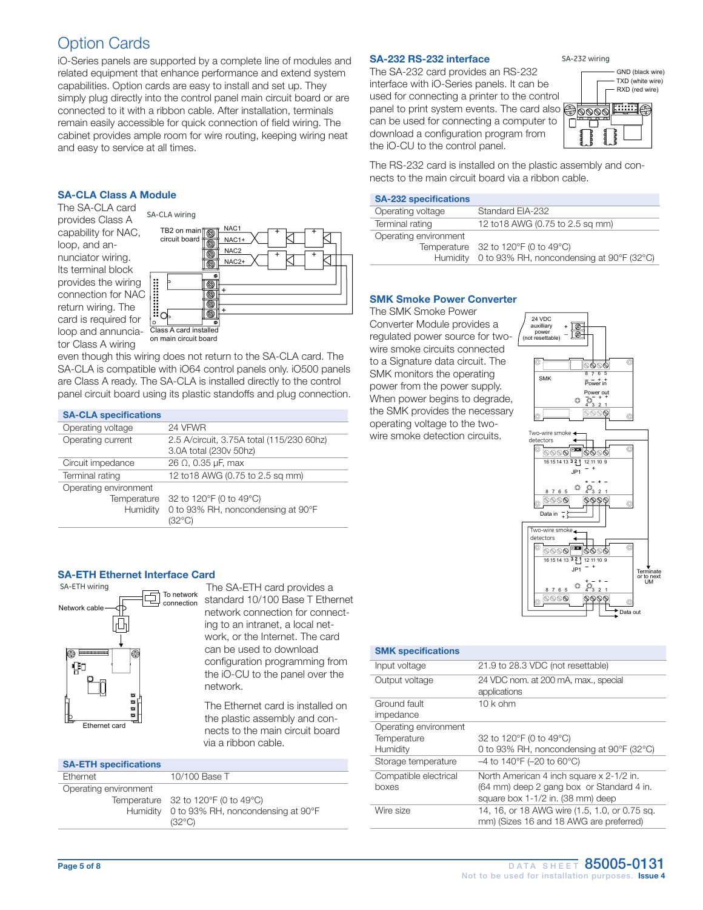# Option Cards

iO-Series panels are supported by a complete line of modules and related equipment that enhance performance and extend system capabilities. Option cards are easy to install and set up. They simply plug directly into the control panel main circuit board or are connected to it with a ribbon cable. After installation, terminals remain easily accessible for quick connection of field wiring. The cabinet provides ample room for wire routing, keeping wiring neat and easy to service at all times.

## SA-CLA Class A Module

The SA-CLA card provides Class A capability for NAC, loop, and annunciator wiring. Its terminal block provides the wiring connection for NAC return wiring. The card is required for loop and annunciator Class A wiring even though this wiring does not return to the SA-CLA card. The SA-CLA is compatible with iO64 control panels only. iO500 panels are Class A ready. The SA-CLA is installed directly to the control panel circuit board using its plastic standoffs and plug connection.

| SA-CLA specifications | |
|---|---|
| Operating voltage | 24 VFWR |
| Operating current | 2.5 A/circuit, 3.75A total (115/230 60hz) 3.0A total (230v 50hz) |
| Circuit impedance | 26 Ω, 0.35 µF, max |
| Terminal rating | 12 to18 AWG (0.75 to 2.5 sq mm) |
| Operating environment | |
| Temperature | 32 to 120°F (0 to 49°C) |
| Humidity | 0 to 93% RH, noncondensing at 90°F (32°C) |

## SA-ETH Ethernet Interface Card

The SA-ETH card provides a standard 10/100 Base T Ethernet network connection for connecting to an intranet, a local network, or the Internet. The card can be used to download configuration programming from the iO-CU to the panel over the network.

The Ethernet card is installed on the plastic assembly and connects to the main circuit board via a ribbon cable.

| SA-ETH specifications | |
|---|---|
| Ethernet | 10/100 Base T |
| Operating environment | |
| Temperature | 32 to 120°F (0 to 49°C) |
| Humidity | 0 to 93% RH, noncondensing at 90°F (32°C) |

## SA-232 RS-232 interface

The SA-232 card provides an RS-232 interface with iO-Series panels. It can be used for connecting a printer to the control panel to print system events. The card also can be used for connecting a computer to download a configuration program from the iO-CU to the control panel.

The RS-232 card is installed on the plastic assembly and connects to the main circuit board via a ribbon cable.

| SA-232 specifications | |
|---|---|
| Operating voltage | Standard EIA-232 |
| Terminal rating | 12 to18 AWG (0.75 to 2.5 sq mm) |
| Operating environment | |
| Temperature | 32 to 120°F (0 to 49°C) |
| Humidity | 0 to 93% RH, noncondensing at 90°F (32°C) |

## SMK Smoke Power Converter

The SMK Smoke Power Converter Module provides a regulated power source for two-wire smoke circuits connected to a Signature data circuit. The SMK monitors the operating power from the power supply. When power begins to degrade, the SMK provides the necessary operating voltage to the two-wire smoke detection circuits.

| SMK specifications | |
|---|---|
| Input voltage | 21.9 to 28.3 VDC (not resettable) |
| Output voltage | 24 VDC nom. at 200 mA, max., special applications |
| Ground fault impedance | 10 k ohm |
| Operating environment | |
| Temperature | 32 to 120°F (0 to 49°C) |
| Humidity | 0 to 93% RH, noncondensing at 90°F (32°C) |
| Storage temperature | –4 to 140°F (–20 to 60°C) |
| Compatible electrical boxes | North American 4 inch square x 2-1/2 in. (64 mm) deep 2 gang box or Standard 4 in. square box 1-1/2 in. (38 mm) deep |
| Wire size | 14, 16, or 18 AWG wire (1.5, 1.0, or 0.75 sq. mm) (Sizes 16 and 18 AWG are preferred) |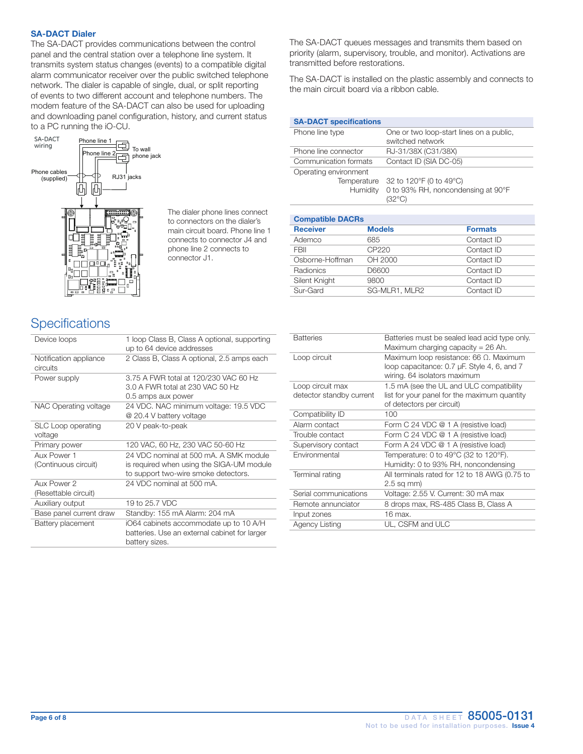## SA-DACT Dialer

The SA-DACT provides communications between the control panel and the central station over a telephone line system. It transmits system status changes (events) to a compatible digital alarm communicator receiver over the public switched telephone network. The dialer is capable of single, dual, or split reporting of events to two different account and telephone numbers. The modem feature of the SA-DACT can also be used for uploading and downloading panel configuration, history, and current status to a PC running the iO-CU.

SA-DACT wiring

Phone line 1
Phone line 2
To wall phone jack
Phone cables (supplied)
RJ31 jacks

The dialer phone lines connect to connectors on the dialer's main circuit board. Phone line 1 connects to connector J4 and phone line 2 connects to connector J1.

The SA-DACT queues messages and transmits them based on priority (alarm, supervisory, trouble, and monitor). Activations are transmitted before restorations.

The SA-DACT is installed on the plastic assembly and connects to the main circuit board via a ribbon cable.

| SA-DACT specifications | |
|---|---|
| Phone line type | One or two loop-start lines on a public, switched network |
| Phone line connector | RJ-31/38X (C31/38X) |
| Communication formats | Contact ID (SIA DC-05) |
| Operating environment | |
| Temperature | 32 to 120°F (0 to 49°C) |
| Humidity | 0 to 93% RH, noncondensing at 90°F (32°C) |

| Compatible DACRs | | |
|---|---|---|
| **Receiver** | **Models** | **Formats** |
| Ademco | 685 | Contact ID |
| FBII | CP220 | Contact ID |
| Osborne-Hoffman | OH 2000 | Contact ID |
| Radionics | D6600 | Contact ID |
| Silent Knight | 9800 | Contact ID |
| Sur-Gard | SG-MLR1, MLR2 | Contact ID |

# Specifications

| | |
|---|---|
| Device loops | 1 loop Class B, Class A optional, supporting up to 64 device addresses |
| Notification appliance circuits | 2 Class B, Class A optional, 2.5 amps each |
| Power supply | 3.75 A FWR total at 120/230 VAC 60 Hz<br>3.0 A FWR total at 230 VAC 50 Hz<br>0.5 amps aux power |
| NAC Operating voltage | 24 VDC. NAC minimum voltage: 19.5 VDC @ 20.4 V battery voltage |
| SLC Loop operating voltage | 20 V peak-to-peak |
| Primary power | 120 VAC, 60 Hz, 230 VAC 50-60 Hz |
| Aux Power 1 (Continuous circuit) | 24 VDC nominal at 500 mA. A SMK module is required when using the SIGA-UM module to support two-wire smoke detectors. |
| Aux Power 2 (Resettable circuit) | 24 VDC nominal at 500 mA. |
| Auxiliary output | 19 to 25.7 VDC |
| Base panel current draw | Standby: 155 mA Alarm: 204 mA |
| Battery placement | iO64 cabinets accommodate up to 10 A/H batteries. Use an external cabinet for larger battery sizes. |
| Batteries | Batteries must be sealed lead acid type only. Maximum charging capacity = 26 Ah. |
| Loop circuit | Maximum loop resistance: 66 Ω. Maximum loop capacitance: 0.7 µF. Style 4, 6, and 7 wiring. 64 isolators maximum |
| Loop circuit max detector standby current | 1.5 mA (see the UL and ULC compatibility list for your panel for the maximum quantity of detectors per circuit) |
| Compatibility ID | 100 |
| Alarm contact | Form C 24 VDC @ 1 A (resistive load) |
| Trouble contact | Form C 24 VDC @ 1 A (resistive load) |
| Supervisory contact | Form A 24 VDC @ 1 A (resistive load) |
| Environmental | Temperature: 0 to 49°C (32 to 120°F).<br>Humidity: 0 to 93% RH, noncondensing |
| Terminal rating | All terminals rated for 12 to 18 AWG (0.75 to 2.5 sq mm) |
| Serial communications | Voltage: 2.55 V. Current: 30 mA max |
| Remote annunciator | 8 drops max, RS-485 Class B, Class A |
| Input zones | 16 max. |
| Agency Listing | UL, CSFM and ULC |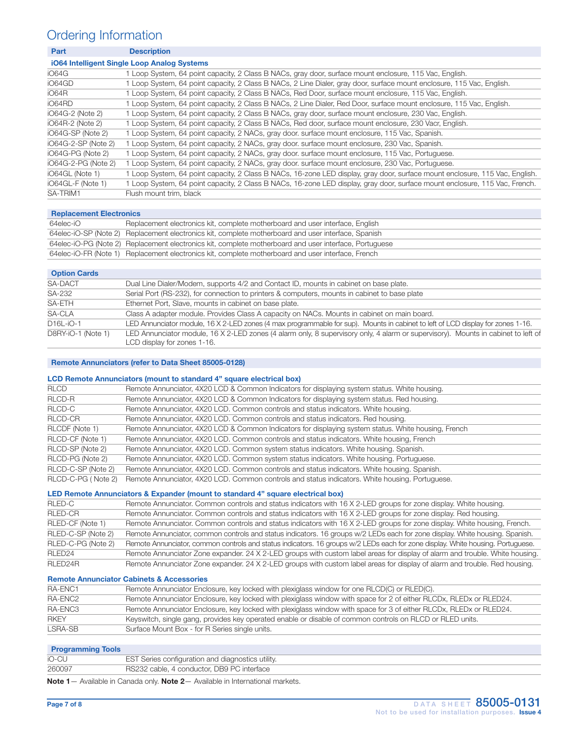# Ordering Information

| Part | Description |
|---|---|
| **iO64 Intelligent Single Loop Analog Systems** | |
| iO64G | 1 Loop System, 64 point capacity, 2 Class B NACs, gray door, surface mount enclosure, 115 Vac, English. |
| iO64GD | 1 Loop System, 64 point capacity, 2 Class B NACs, 2 Line Dialer, gray door, surface mount enclosure, 115 Vac, English. |
| iO64R | 1 Loop System, 64 point capacity, 2 Class B NACs, Red Door, surface mount enclosure, 115 Vac, English. |
| iO64RD | 1 Loop System, 64 point capacity, 2 Class B NACs, 2 Line Dialer, Red Door, surface mount enclosure, 115 Vac, English. |
| iO64G-2 (Note 2) | 1 Loop System, 64 point capacity, 2 Class B NACs, gray door, surface mount enclosure, 230 Vac, English. |
| iO64R-2 (Note 2) | 1 Loop System, 64 point capacity, 2 Class B NACs, Red door, surface mount enclosure, 230 Vacr, English. |
| iO64G-SP (Note 2) | 1 Loop System, 64 point capacity, 2 NACs, gray door. surface mount enclosure, 115 Vac, Spanish. |
| iO64G-2-SP (Note 2) | 1 Loop System, 64 point capacity, 2 NACs, gray door. surface mount enclosure, 230 Vac, Spanish. |
| iO64G-PG (Note 2) | 1 Loop System, 64 point capacity, 2 NACs, gray door. surface mount enclosure, 115 Vac, Portuguese. |
| iO64G-2-PG (Note 2) | 1 Loop System, 64 point capacity, 2 NACs, gray door. surface mount enclosure, 230 Vac, Portuguese. |
| iO64GL (Note 1) | 1 Loop System, 64 point capacity, 2 Class B NACs, 16-zone LED display, gray door, surface mount enclosure, 115 Vac, English. |
| iO64GL-F (Note 1) | 1 Loop System, 64 point capacity, 2 Class B NACs, 16-zone LED display, gray door, surface mount enclosure, 115 Vac, French. |
| SA-TRIM1 | Flush mount trim, black |

| **Replacement Electronics** | |
|---|---|
| 64elec-iO | Replacement electronics kit, complete motherboard and user interface, English |
| 64elec-iO-SP (Note 2) | Replacement electronics kit, complete motherboard and user interface, Spanish |
| 64elec-iO-PG (Note 2) | Replacement electronics kit, complete motherboard and user interface, Portuguese |
| 64elec-iO-FR (Note 1) | Replacement electronics kit, complete motherboard and user interface, French |

| **Option Cards** | |
|---|---|
| SA-DACT | Dual Line Dialer/Modem, supports 4/2 and Contact ID, mounts in cabinet on base plate. |
| SA-232 | Serial Port (RS-232), for connection to printers & computers, mounts in cabinet to base plate |
| SA-ETH | Ethernet Port, Slave, mounts in cabinet on base plate. |
| SA-CLA | Class A adapter module. Provides Class A capacity on NACs. Mounts in cabinet on main board. |
| D16L-iO-1 | LED Annunciator module, 16 X 2-LED zones (4 max programmable for sup). Mounts in cabinet to left of LCD display for zones 1-16. |
| D8RY-iO-1 (Note 1) | LED Annunciator module, 16 X 2-LED zones (4 alarm only, 8 supervisory only, 4 alarm or supervisory). Mounts in cabinet to left of LCD display for zones 1-16. |

**Remote Annunciators (refer to Data Sheet 85005-0128)**

| **LCD Remote Annunciators (mount to standard 4" square electrical box)** | |
|---|---|
| RLCD | Remote Annunciator, 4X20 LCD & Common Indicators for displaying system status. White housing. |
| RLCD-R | Remote Annunciator, 4X20 LCD & Common Indicators for displaying system status. Red housing. |
| RLCD-C | Remote Annunciator, 4X20 LCD. Common controls and status indicators. White housing. |
| RLCD-CR | Remote Annunciator, 4X20 LCD. Common controls and status indicators. Red housing. |
| RLCDF (Note 1) | Remote Annunciator, 4X20 LCD & Common Indicators for displaying system status. White housing, French |
| RLCD-CF (Note 1) | Remote Annunciator, 4X20 LCD. Common controls and status indicators. White housing, French |
| RLCD-SP (Note 2) | Remote Annunciator, 4X20 LCD. Common system status indicators. White housing. Spanish. |
| RLCD-PG (Note 2) | Remote Annunciator, 4X20 LCD. Common system status indicators. White housing. Portuguese. |
| RLCD-C-SP (Note 2) | Remote Annunciator, 4X20 LCD. Common controls and status indicators. White housing. Spanish. |
| RLCD-C-PG ( Note 2) | Remote Annunciator, 4X20 LCD. Common controls and status indicators. White housing. Portuguese. |

| **LED Remote Annunciators & Expander (mount to standard 4" square electrical box)** | |
|---|---|
| RLED-C | Remote Annunciator. Common controls and status indicators with 16 X 2-LED groups for zone display. White housing. |
| RLED-CR | Remote Annunciator. Common controls and status indicators with 16 X 2-LED groups for zone display. Red housing. |
| RLED-CF (Note 1) | Remote Annunciator. Common controls and status indicators with 16 X 2-LED groups for zone display. White housing, French. |
| RLED-C-SP (Note 2) | Remote Annunciator, common controls and status indicators. 16 groups w/2 LEDs each for zone display. White housing. Spanish. |
| RLED-C-PG (Note 2) | Remote Annunciator, common controls and status indicators. 16 groups w/2 LEDs each for zone display. White housing. Portuguese. |
| RLED24 | Remote Annunciator Zone expander. 24 X 2-LED groups with custom label areas for display of alarm and trouble. White housing. |
| RLED24R | Remote Annunciator Zone expander. 24 X 2-LED groups with custom label areas for display of alarm and trouble. Red housing. |

| **Remote Annunciator Cabinets & Accessories** | |
|---|---|
| RA-ENC1 | Remote Annunciator Enclosure, key locked with plexiglass window for one RLCD(C) or RLED(C). |
| RA-ENC2 | Remote Annunciator Enclosure, key locked with plexiglass window with space for 2 of either RLCDx, RLEDx or RLED24. |
| RA-ENC3 | Remote Annunciator Enclosure, key locked with plexiglass window with space for 3 of either RLCDx, RLEDx or RLED24. |
| RKEY | Keyswitch, single gang, provides key operated enable or disable of common controls on RLCD or RLED units. |
| LSRA-SB | Surface Mount Box - for R Series single units. |

| **Programming Tools** | |
|---|---|
| iO-CU | EST Series configuration and diagnostics utility. |
| 260097 | RS232 cable, 4 conductor, DB9 PC interface |

**Note 1**— Available in Canada only. **Note 2**— Available in International markets.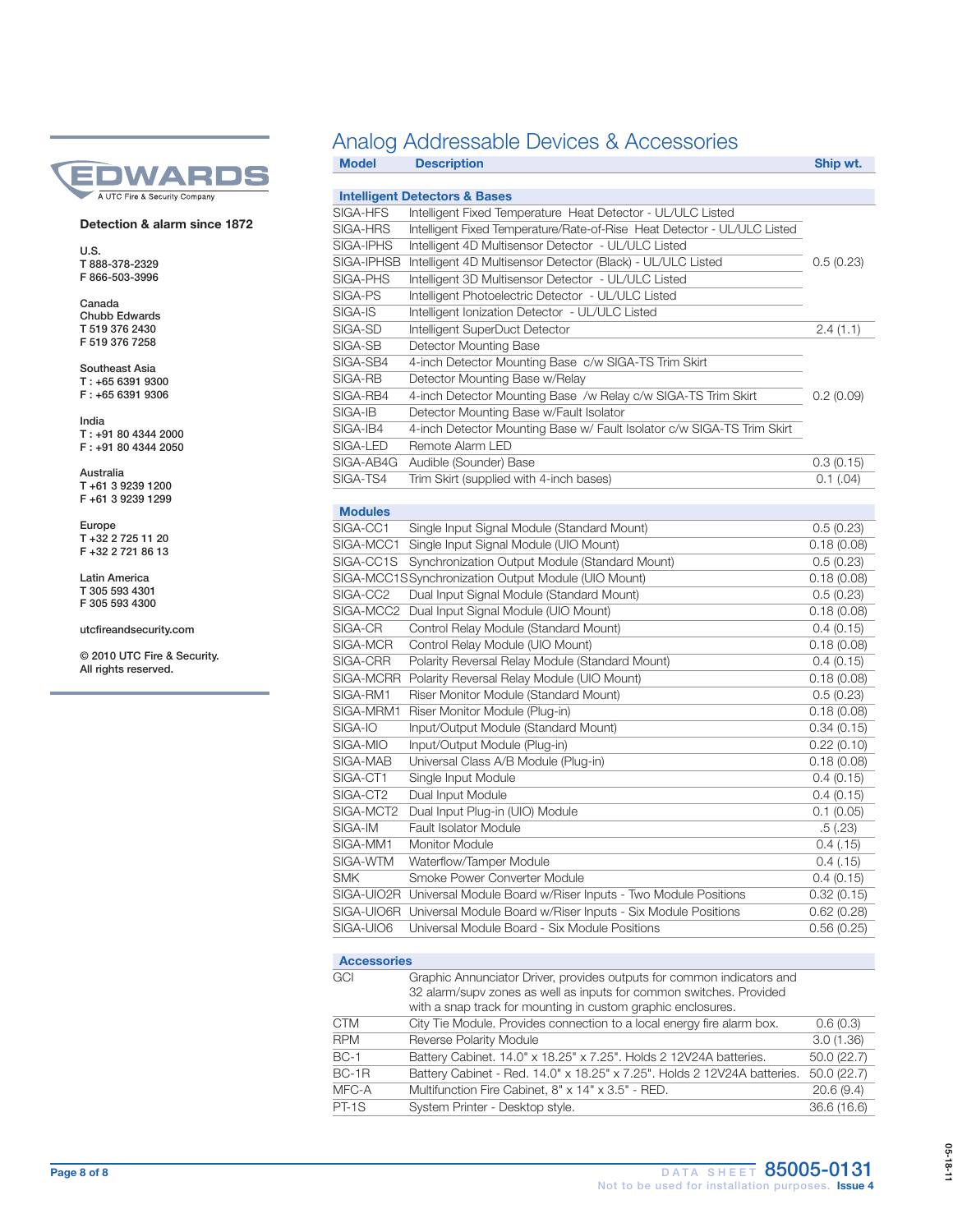**EDWARDS**
A UTC Fire & Security Company

**Detection & alarm since 1872**

**U.S.**
**T 888-378-2329**
**F 866-503-3996**

**Canada**
**Chubb Edwards**
**T 519 376 2430**
**F 519 376 7258**

**Southeast Asia**
**T : +65 6391 9300**
**F : +65 6391 9306**

**India**
**T : +91 80 4344 2000**
**F : +91 80 4344 2050**

**Australia**
**T +61 3 9239 1200**
**F +61 3 9239 1299**

**Europe**
**T +32 2 725 11 20**
**F +32 2 721 86 13**

**Latin America**
**T 305 593 4301**
**F 305 593 4300**

**utcfireandsecurity.com**

**© 2010 UTC Fire & Security.**
**All rights reserved.**

# Analog Addressable Devices & Accessories

| Model | Description | Ship wt. |
|---|---|---|
| **Intelligent Detectors & Bases** | | |
| SIGA-HFS | Intelligent Fixed Temperature Heat Detector - UL/ULC Listed | 0.5 (0.23) |
| SIGA-HRS | Intelligent Fixed Temperature/Rate-of-Rise Heat Detector - UL/ULC Listed | |
| SIGA-IPHS | Intelligent 4D Multisensor Detector - UL/ULC Listed | |
| SIGA-IPHSB | Intelligent 4D Multisensor Detector (Black) - UL/ULC Listed | |
| SIGA-PHS | Intelligent 3D Multisensor Detector - UL/ULC Listed | |
| SIGA-PS | Intelligent Photoelectric Detector - UL/ULC Listed | |
| SIGA-IS | Intelligent Ionization Detector - UL/ULC Listed | |
| SIGA-SD | Intelligent SuperDuct Detector | 2.4 (1.1) |
| SIGA-SB | Detector Mounting Base | 0.2 (0.09) |
| SIGA-SB4 | 4-inch Detector Mounting Base c/w SIGA-TS Trim Skirt | |
| SIGA-RB | Detector Mounting Base w/Relay | |
| SIGA-RB4 | 4-inch Detector Mounting Base /w Relay c/w SIGA-TS Trim Skirt | |
| SIGA-IB | Detector Mounting Base w/Fault Isolator | |
| SIGA-IB4 | 4-inch Detector Mounting Base w/ Fault Isolator c/w SIGA-TS Trim Skirt | |
| SIGA-LED | Remote Alarm LED | |
| SIGA-AB4G | Audible (Sounder) Base | 0.3 (0.15) |
| SIGA-TS4 | Trim Skirt (supplied with 4-inch bases) | 0.1 (.04) |
| **Modules** | | |
| SIGA-CC1 | Single Input Signal Module (Standard Mount) | 0.5 (0.23) |
| SIGA-MCC1 | Single Input Signal Module (UIO Mount) | 0.18 (0.08) |
| SIGA-CC1S | Synchronization Output Module (Standard Mount) | 0.5 (0.23) |
| SIGA-MCC1S | Synchronization Output Module (UIO Mount) | 0.18 (0.08) |
| SIGA-CC2 | Dual Input Signal Module (Standard Mount) | 0.5 (0.23) |
| SIGA-MCC2 | Dual Input Signal Module (UIO Mount) | 0.18 (0.08) |
| SIGA-CR | Control Relay Module (Standard Mount) | 0.4 (0.15) |
| SIGA-MCR | Control Relay Module (UIO Mount) | 0.18 (0.08) |
| SIGA-CRR | Polarity Reversal Relay Module (Standard Mount) | 0.4 (0.15) |
| SIGA-MCRR | Polarity Reversal Relay Module (UIO Mount) | 0.18 (0.08) |
| SIGA-RM1 | Riser Monitor Module (Standard Mount) | 0.5 (0.23) |
| SIGA-MRM1 | Riser Monitor Module (Plug-in) | 0.18 (0.08) |
| SIGA-IO | Input/Output Module (Standard Mount) | 0.34 (0.15) |
| SIGA-MIO | Input/Output Module (Plug-in) | 0.22 (0.10) |
| SIGA-MAB | Universal Class A/B Module (Plug-in) | 0.18 (0.08) |
| SIGA-CT1 | Single Input Module | 0.4 (0.15) |
| SIGA-CT2 | Dual Input Module | 0.4 (0.15) |
| SIGA-MCT2 | Dual Input Plug-in (UIO) Module | 0.1 (0.05) |
| SIGA-IM | Fault Isolator Module | .5 (.23) |
| SIGA-MM1 | Monitor Module | 0.4 (.15) |
| SIGA-WTM | Waterflow/Tamper Module | 0.4 (.15) |
| SMK | Smoke Power Converter Module | 0.4 (0.15) |
| SIGA-UIO2R | Universal Module Board w/Riser Inputs - Two Module Positions | 0.32 (0.15) |
| SIGA-UIO6R | Universal Module Board w/Riser Inputs - Six Module Positions | 0.62 (0.28) |
| SIGA-UIO6 | Universal Module Board - Six Module Positions | 0.56 (0.25) |
| **Accessories** | | |
| GCI | Graphic Annunciator Driver, provides outputs for common indicators and 32 alarm/supv zones as well as inputs for common switches. Provided with a snap track for mounting in custom graphic enclosures. | |
| CTM | City Tie Module. Provides connection to a local energy fire alarm box. | 0.6 (0.3) |
| RPM | Reverse Polarity Module | 3.0 (1.36) |
| BC-1 | Battery Cabinet. 14.0" x 18.25" x 7.25". Holds 2 12V24A batteries. | 50.0 (22.7) |
| BC-1R | Battery Cabinet - Red. 14.0" x 18.25" x 7.25". Holds 2 12V24A batteries. | 50.0 (22.7) |
| MFC-A | Multifunction Fire Cabinet, 8" x 14" x 3.5" - RED. | 20.6 (9.4) |
| PT-1S | System Printer - Desktop style. | 36.6 (16.6) |

DATA SHEET **85005-0131**
Not to be used for installation purposes. **Issue 4**

05-18-11